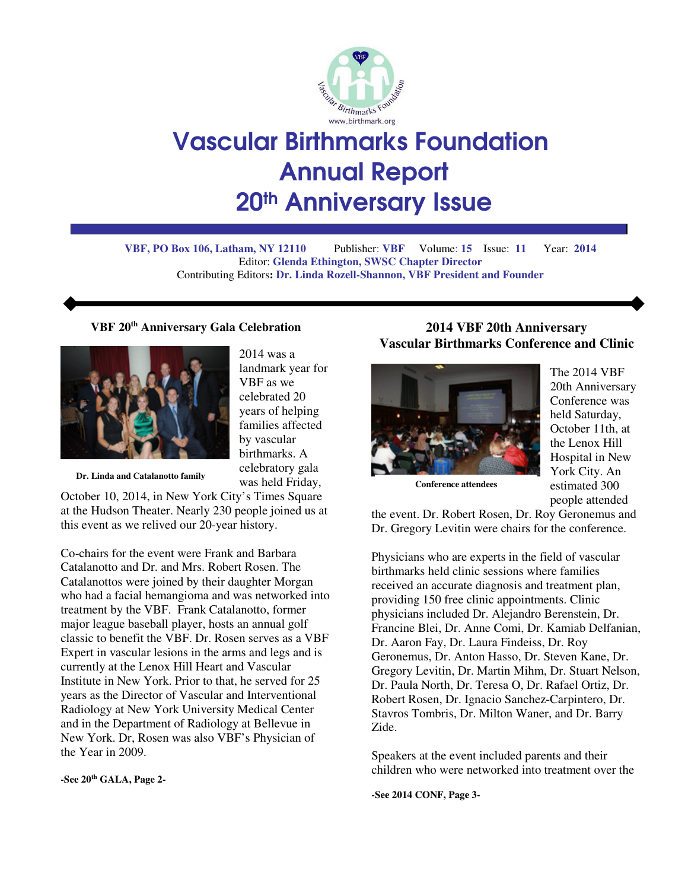# Vascular Birthmarks Foundation Annual Report 20th Anniversary Issue

**VBF, PO Box 106, Latham, NY 12110** Publisher: **VBF** Volume: **15** Issue: **11** Year: **2014**
Editor: **Glenda Ethington, SWSC Chapter Director**
Contributing Editors: **Dr. Linda Rozell-Shannon, VBF President and Founder**

## VBF 20th Anniversary Gala Celebration

Dr. Linda and Catalanotto family

2014 was a landmark year for VBF as we celebrated 20 years of helping families affected by vascular birthmarks. A celebratory gala was held Friday, October 10, 2014, in New York City's Times Square at the Hudson Theater. Nearly 230 people joined us at this event as we relived our 20-year history.

Co-chairs for the event were Frank and Barbara Catalanotto and Dr. and Mrs. Robert Rosen. The Catalanottos were joined by their daughter Morgan who had a facial hemangioma and was networked into treatment by the VBF. Frank Catalanotto, former major league baseball player, hosts an annual golf classic to benefit the VBF. Dr. Rosen serves as a VBF Expert in vascular lesions in the arms and legs and is currently at the Lenox Hill Heart and Vascular Institute in New York. Prior to that, he served for 25 years as the Director of Vascular and Interventional Radiology at New York University Medical Center and in the Department of Radiology at Bellevue in New York. Dr, Rosen was also VBF's Physician of the Year in 2009.

**-See 20th GALA, Page 2-**

## 2014 VBF 20th Anniversary Vascular Birthmarks Conference and Clinic

Conference attendees

The 2014 VBF 20th Anniversary Conference was held Saturday, October 11th, at the Lenox Hill Hospital in New York City. An estimated 300 people attended the event. Dr. Robert Rosen, Dr. Roy Geronemus and Dr. Gregory Levitin were chairs for the conference.

Physicians who are experts in the field of vascular birthmarks held clinic sessions where families received an accurate diagnosis and treatment plan, providing 150 free clinic appointments. Clinic physicians included Dr. Alejandro Berenstein, Dr. Francine Blei, Dr. Anne Comi, Dr. Kamiab Delfanian, Dr. Aaron Fay, Dr. Laura Findeiss, Dr. Roy Geronemus, Dr. Anton Hasso, Dr. Steven Kane, Dr. Gregory Levitin, Dr. Martin Mihm, Dr. Stuart Nelson, Dr. Paula North, Dr. Teresa O, Dr. Rafael Ortiz, Dr. Robert Rosen, Dr. Ignacio Sanchez-Carpintero, Dr. Stavros Tombris, Dr. Milton Waner, and Dr. Barry Zide.

Speakers at the event included parents and their children who were networked into treatment over the

**-See 2014 CONF, Page 3-**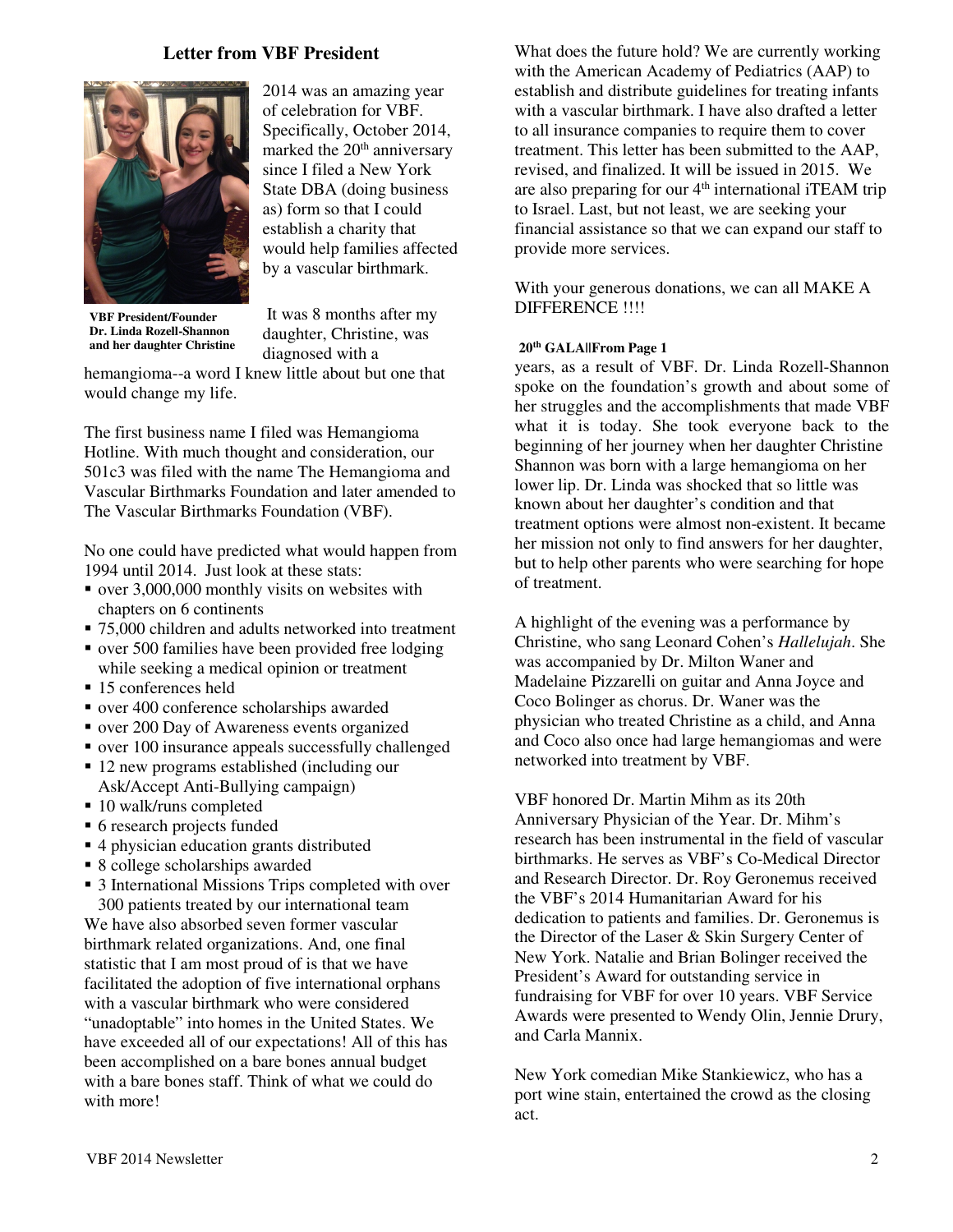## Letter from VBF President

VBF President/Founder Dr. Linda Rozell-Shannon and her daughter Christine

2014 was an amazing year of celebration for VBF. Specifically, October 2014, marked the 20th anniversary since I filed a New York State DBA (doing business as) form so that I could establish a charity that would help families affected by a vascular birthmark.

It was 8 months after my daughter, Christine, was diagnosed with a hemangioma--a word I knew little about but one that would change my life.

The first business name I filed was Hemangioma Hotline. With much thought and consideration, our 501c3 was filed with the name The Hemangioma and Vascular Birthmarks Foundation and later amended to The Vascular Birthmarks Foundation (VBF).

No one could have predicted what would happen from 1994 until 2014. Just look at these stats:

- over 3,000,000 monthly visits on websites with chapters on 6 continents
- 75,000 children and adults networked into treatment
- over 500 families have been provided free lodging while seeking a medical opinion or treatment
- 15 conferences held
- over 400 conference scholarships awarded
- over 200 Day of Awareness events organized
- over 100 insurance appeals successfully challenged
- 12 new programs established (including our Ask/Accept Anti-Bullying campaign)
- 10 walk/runs completed
- 6 research projects funded
- 4 physician education grants distributed
- 8 college scholarships awarded
- 3 International Missions Trips completed with over 300 patients treated by our international team

We have also absorbed seven former vascular birthmark related organizations. And, one final statistic that I am most proud of is that we have facilitated the adoption of five international orphans with a vascular birthmark who were considered "unadoptable" into homes in the United States. We have exceeded all of our expectations! All of this has been accomplished on a bare bones annual budget with a bare bones staff. Think of what we could do with more!

What does the future hold? We are currently working with the American Academy of Pediatrics (AAP) to establish and distribute guidelines for treating infants with a vascular birthmark. I have also drafted a letter to all insurance companies to require them to cover treatment. This letter has been submitted to the AAP, revised, and finalized. It will be issued in 2015. We are also preparing for our 4th international iTEAM trip to Israel. Last, but not least, we are seeking your financial assistance so that we can expand our staff to provide more services.

With your generous donations, we can all MAKE A DIFFERENCE !!!!

**20th GALA||From Page 1**

years, as a result of VBF. Dr. Linda Rozell-Shannon spoke on the foundation's growth and about some of her struggles and the accomplishments that made VBF what it is today. She took everyone back to the beginning of her journey when her daughter Christine Shannon was born with a large hemangioma on her lower lip. Dr. Linda was shocked that so little was known about her daughter's condition and that treatment options were almost non-existent. It became her mission not only to find answers for her daughter, but to help other parents who were searching for hope of treatment.

A highlight of the evening was a performance by Christine, who sang Leonard Cohen's *Hallelujah*. She was accompanied by Dr. Milton Waner and Madelaine Pizzarelli on guitar and Anna Joyce and Coco Bolinger as chorus. Dr. Waner was the physician who treated Christine as a child, and Anna and Coco also once had large hemangiomas and were networked into treatment by VBF.

VBF honored Dr. Martin Mihm as its 20th Anniversary Physician of the Year. Dr. Mihm's research has been instrumental in the field of vascular birthmarks. He serves as VBF's Co-Medical Director and Research Director. Dr. Roy Geronemus received the VBF's 2014 Humanitarian Award for his dedication to patients and families. Dr. Geronemus is the Director of the Laser & Skin Surgery Center of New York. Natalie and Brian Bolinger received the President's Award for outstanding service in fundraising for VBF for over 10 years. VBF Service Awards were presented to Wendy Olin, Jennie Drury, and Carla Mannix.

New York comedian Mike Stankiewicz, who has a port wine stain, entertained the crowd as the closing act.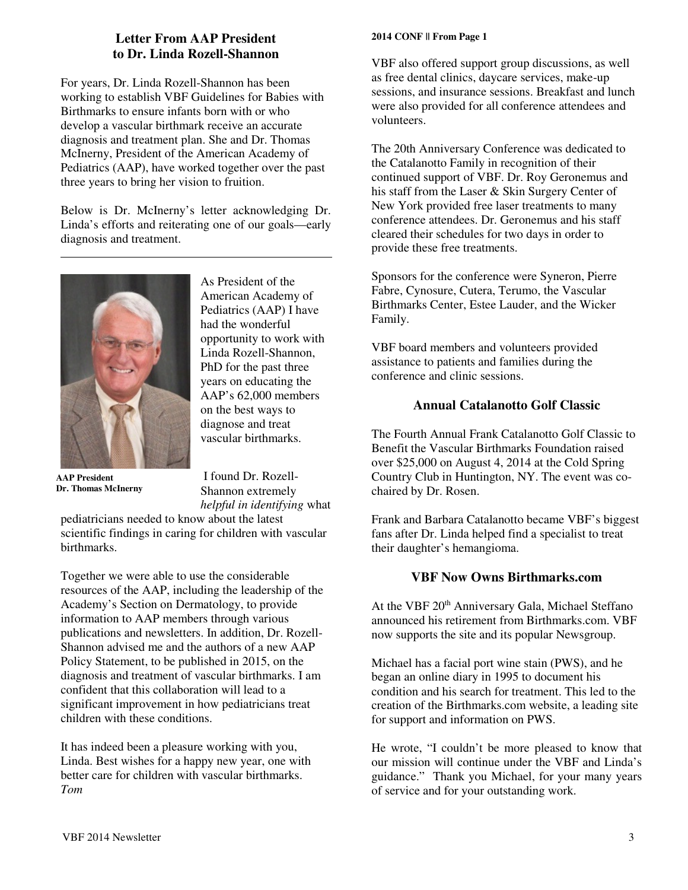## Letter From AAP President to Dr. Linda Rozell-Shannon

For years, Dr. Linda Rozell-Shannon has been working to establish VBF Guidelines for Babies with Birthmarks to ensure infants born with or who develop a vascular birthmark receive an accurate diagnosis and treatment plan. She and Dr. Thomas McInerny, President of the American Academy of Pediatrics (AAP), have worked together over the past three years to bring her vision to fruition.

Below is Dr. McInerny's letter acknowledging Dr. Linda's efforts and reiterating one of our goals—early diagnosis and treatment.

---

**AAP President Dr. Thomas McInerny**

As President of the American Academy of Pediatrics (AAP) I have had the wonderful opportunity to work with Linda Rozell-Shannon, PhD for the past three years on educating the AAP's 62,000 members on the best ways to diagnose and treat vascular birthmarks.

I found Dr. Rozell-Shannon extremely *helpful in identifying* what pediatricians needed to know about the latest scientific findings in caring for children with vascular birthmarks.

Together we were able to use the considerable resources of the AAP, including the leadership of the Academy's Section on Dermatology, to provide information to AAP members through various publications and newsletters. In addition, Dr. Rozell-Shannon advised me and the authors of a new AAP Policy Statement, to be published in 2015, on the diagnosis and treatment of vascular birthmarks. I am confident that this collaboration will lead to a significant improvement in how pediatricians treat children with these conditions.

It has indeed been a pleasure working with you, Linda. Best wishes for a happy new year, one with better care for children with vascular birthmarks.
*Tom*

**2014 CONF || From Page 1**

VBF also offered support group discussions, as well as free dental clinics, daycare services, make-up sessions, and insurance sessions. Breakfast and lunch were also provided for all conference attendees and volunteers.

The 20th Anniversary Conference was dedicated to the Catalanotto Family in recognition of their continued support of VBF. Dr. Roy Geronemus and his staff from the Laser & Skin Surgery Center of New York provided free laser treatments to many conference attendees. Dr. Geronemus and his staff cleared their schedules for two days in order to provide these free treatments.

Sponsors for the conference were Syneron, Pierre Fabre, Cynosure, Cutera, Terumo, the Vascular Birthmarks Center, Estee Lauder, and the Wicker Family.

VBF board members and volunteers provided assistance to patients and families during the conference and clinic sessions.

## Annual Catalanotto Golf Classic

The Fourth Annual Frank Catalanotto Golf Classic to Benefit the Vascular Birthmarks Foundation raised over $25,000 on August 4, 2014 at the Cold Spring Country Club in Huntington, NY. The event was co-chaired by Dr. Rosen.

Frank and Barbara Catalanotto became VBF's biggest fans after Dr. Linda helped find a specialist to treat their daughter's hemangioma.

## VBF Now Owns Birthmarks.com

At the VBF 20th Anniversary Gala, Michael Steffano announced his retirement from Birthmarks.com. VBF now supports the site and its popular Newsgroup.

Michael has a facial port wine stain (PWS), and he began an online diary in 1995 to document his condition and his search for treatment. This led to the creation of the Birthmarks.com website, a leading site for support and information on PWS.

He wrote, "I couldn't be more pleased to know that our mission will continue under the VBF and Linda's guidance." Thank you Michael, for your many years of service and for your outstanding work.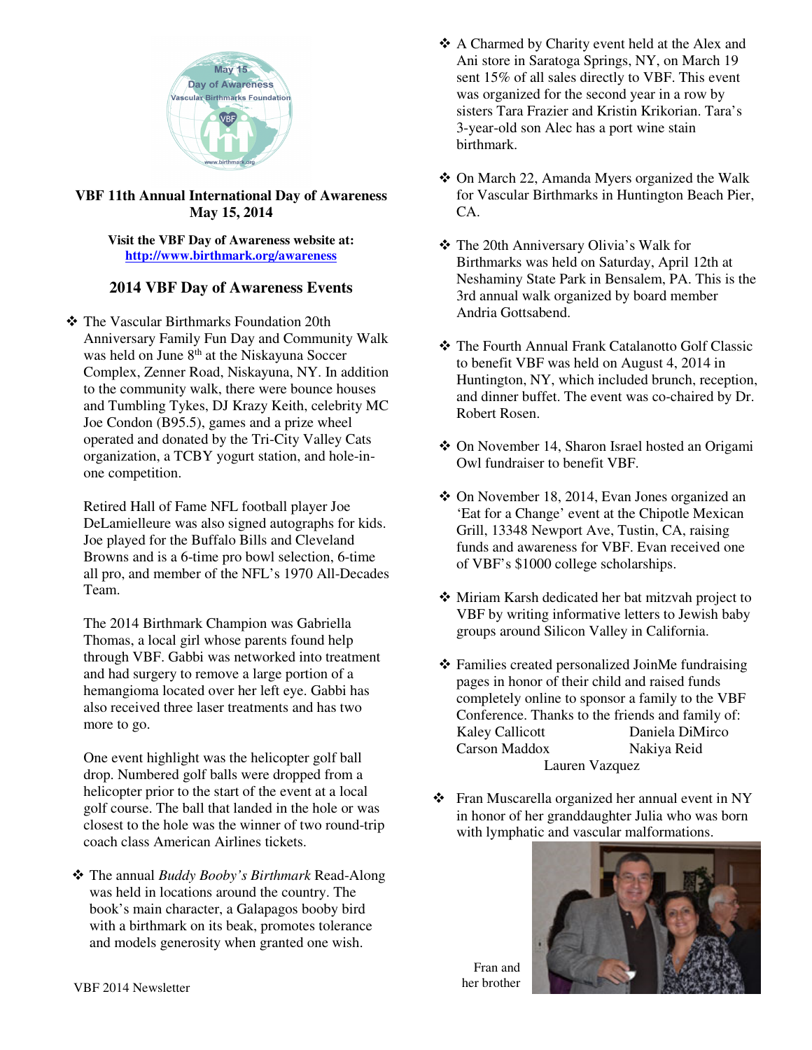**VBF 11th Annual International Day of Awareness May 15, 2014**

**Visit the VBF Day of Awareness website at: http://www.birthmark.org/awareness**

## 2014 VBF Day of Awareness Events

- The Vascular Birthmarks Foundation 20th Anniversary Family Fun Day and Community Walk was held on June 8th at the Niskayuna Soccer Complex, Zenner Road, Niskayuna, NY. In addition to the community walk, there were bounce houses and Tumbling Tykes, DJ Krazy Keith, celebrity MC Joe Condon (B95.5), games and a prize wheel operated and donated by the Tri-City Valley Cats organization, a TCBY yogurt station, and hole-in-one competition.

  Retired Hall of Fame NFL football player Joe DeLamielleure was also signed autographs for kids. Joe played for the Buffalo Bills and Cleveland Browns and is a 6-time pro bowl selection, 6-time all pro, and member of the NFL's 1970 All-Decades Team.

  The 2014 Birthmark Champion was Gabriella Thomas, a local girl whose parents found help through VBF. Gabbi was networked into treatment and had surgery to remove a large portion of a hemangioma located over her left eye. Gabbi has also received three laser treatments and has two more to go.

  One event highlight was the helicopter golf ball drop. Numbered golf balls were dropped from a helicopter prior to the start of the event at a local golf course. The ball that landed in the hole or was closest to the hole was the winner of two round-trip coach class American Airlines tickets.

- The annual *Buddy Booby's Birthmark* Read-Along was held in locations around the country. The book's main character, a Galapagos booby bird with a birthmark on its beak, promotes tolerance and models generosity when granted one wish.

- A Charmed by Charity event held at the Alex and Ani store in Saratoga Springs, NY, on March 19 sent 15% of all sales directly to VBF. This event was organized for the second year in a row by sisters Tara Frazier and Kristin Krikorian. Tara's 3-year-old son Alec has a port wine stain birthmark.

- On March 22, Amanda Myers organized the Walk for Vascular Birthmarks in Huntington Beach Pier, CA.

- The 20th Anniversary Olivia's Walk for Birthmarks was held on Saturday, April 12th at Neshaminy State Park in Bensalem, PA. This is the 3rd annual walk organized by board member Andria Gottsabend.

- The Fourth Annual Frank Catalanotto Golf Classic to benefit VBF was held on August 4, 2014 in Huntington, NY, which included brunch, reception, and dinner buffet. The event was co-chaired by Dr. Robert Rosen.

- On November 14, Sharon Israel hosted an Origami Owl fundraiser to benefit VBF.

- On November 18, 2014, Evan Jones organized an 'Eat for a Change' event at the Chipotle Mexican Grill, 13348 Newport Ave, Tustin, CA, raising funds and awareness for VBF. Evan received one of VBF's $1000 college scholarships.

- Miriam Karsh dedicated her bat mitzvah project to VBF by writing informative letters to Jewish baby groups around Silicon Valley in California.

- Families created personalized JoinMe fundraising pages in honor of their child and raised funds completely online to sponsor a family to the VBF Conference. Thanks to the friends and family of:

  Kaley Callicott — Daniela DiMirco
  Carson Maddox — Nakiya Reid
  Lauren Vazquez

- Fran Muscarella organized her annual event in NY in honor of her granddaughter Julia who was born with lymphatic and vascular malformations.

Fran and her brother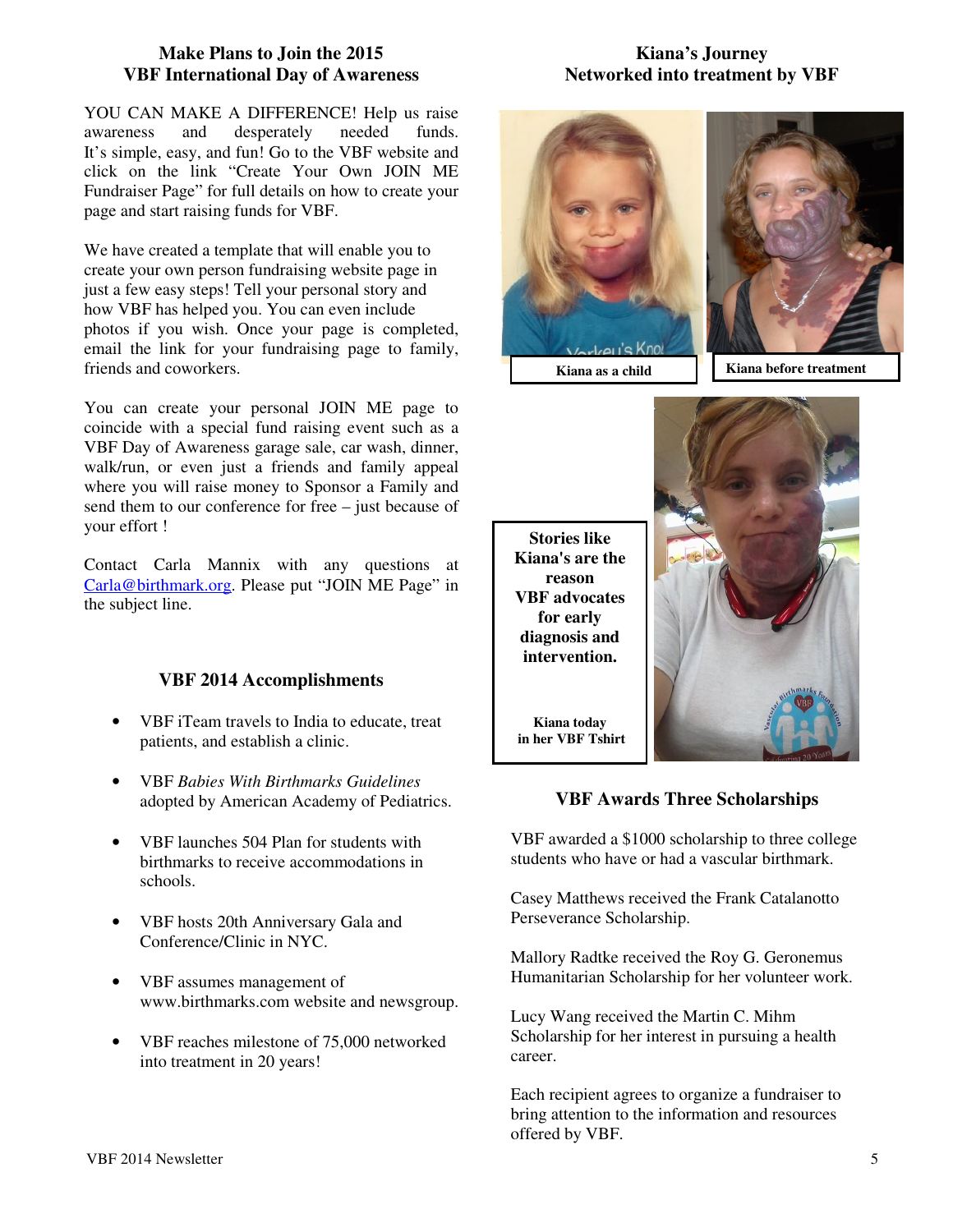## Make Plans to Join the 2015 VBF International Day of Awareness

YOU CAN MAKE A DIFFERENCE! Help us raise awareness and desperately needed funds. It's simple, easy, and fun! Go to the VBF website and click on the link "Create Your Own JOIN ME Fundraiser Page" for full details on how to create your page and start raising funds for VBF.

We have created a template that will enable you to create your own person fundraising website page in just a few easy steps! Tell your personal story and how VBF has helped you. You can even include photos if you wish. Once your page is completed, email the link for your fundraising page to family, friends and coworkers.

You can create your personal JOIN ME page to coincide with a special fund raising event such as a VBF Day of Awareness garage sale, car wash, dinner, walk/run, or even just a friends and family appeal where you will raise money to Sponsor a Family and send them to our conference for free – just because of your effort !

Contact Carla Mannix with any questions at Carla@birthmark.org. Please put "JOIN ME Page" in the subject line.

## VBF 2014 Accomplishments

- VBF iTeam travels to India to educate, treat patients, and establish a clinic.
- VBF *Babies With Birthmarks Guidelines* adopted by American Academy of Pediatrics.
- VBF launches 504 Plan for students with birthmarks to receive accommodations in schools.
- VBF hosts 20th Anniversary Gala and Conference/Clinic in NYC.
- VBF assumes management of www.birthmarks.com website and newsgroup.
- VBF reaches milestone of 75,000 networked into treatment in 20 years!

## Kiana's Journey Networked into treatment by VBF

**Kiana as a child**

**Kiana before treatment**

**Stories like Kiana's are the reason VBF advocates for early diagnosis and intervention.**

**Kiana today in her VBF Tshirt**

## VBF Awards Three Scholarships

VBF awarded a $1000 scholarship to three college students who have or had a vascular birthmark.

Casey Matthews received the Frank Catalanotto Perseverance Scholarship.

Mallory Radtke received the Roy G. Geronemus Humanitarian Scholarship for her volunteer work.

Lucy Wang received the Martin C. Mihm Scholarship for her interest in pursuing a health career.

Each recipient agrees to organize a fundraiser to bring attention to the information and resources offered by VBF.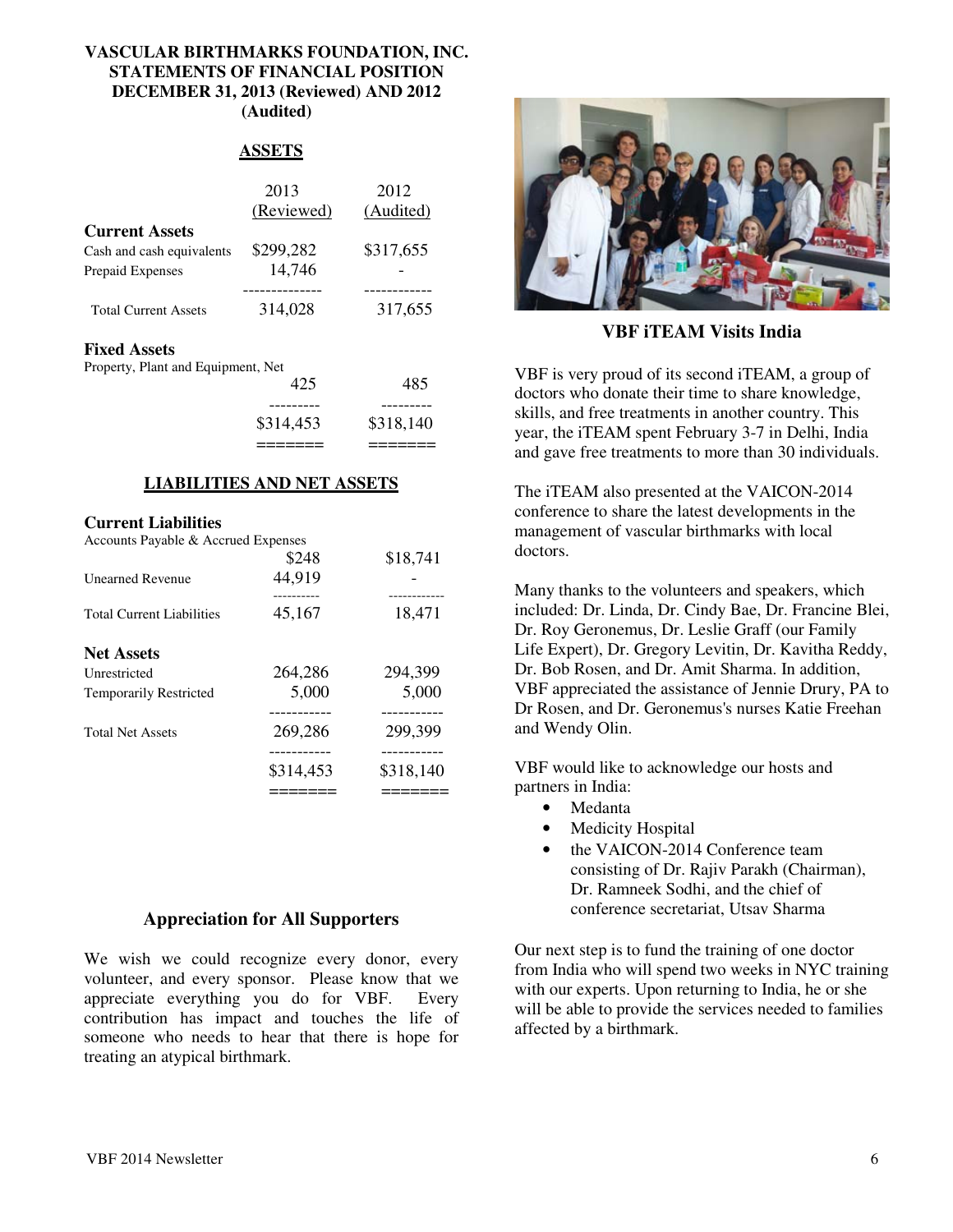**VASCULAR BIRTHMARKS FOUNDATION, INC.**
**STATEMENTS OF FINANCIAL POSITION**
**DECEMBER 31, 2013 (Reviewed) AND 2012 (Audited)**

**ASSETS**

| | 2013 (Reviewed) | 2012 (Audited) |
|---|---|---|
| **Current Assets** | | |
| Cash and cash equivalents | $299,282 | $317,655 |
| Prepaid Expenses | 14,746 | - |
| Total Current Assets | 314,028 | 317,655 |
| **Fixed Assets** | | |
| Property, Plant and Equipment, Net | 425 | 485 |
| | $314,453 | $318,140 |

**LIABILITIES AND NET ASSETS**

| | 2013 | 2012 |
|---|---|---|
| **Current Liabilities** | | |
| Accounts Payable & Accrued Expenses | $248 | $18,741 |
| Unearned Revenue | 44,919 | - |
| Total Current Liabilities | 45,167 | 18,471 |
| **Net Assets** | | |
| Unrestricted | 264,286 | 294,399 |
| Temporarily Restricted | 5,000 | 5,000 |
| Total Net Assets | 269,286 | 299,399 |
| | $314,453 | $318,140 |

## Appreciation for All Supporters

We wish we could recognize every donor, every volunteer, and every sponsor. Please know that we appreciate everything you do for VBF. Every contribution has impact and touches the life of someone who needs to hear that there is hope for treating an atypical birthmark.

**VBF iTEAM Visits India**

VBF is very proud of its second iTEAM, a group of doctors who donate their time to share knowledge, skills, and free treatments in another country. This year, the iTEAM spent February 3-7 in Delhi, India and gave free treatments to more than 30 individuals.

The iTEAM also presented at the VAICON-2014 conference to share the latest developments in the management of vascular birthmarks with local doctors.

Many thanks to the volunteers and speakers, which included: Dr. Linda, Dr. Cindy Bae, Dr. Francine Blei, Dr. Roy Geronemus, Dr. Leslie Graff (our Family Life Expert), Dr. Gregory Levitin, Dr. Kavitha Reddy, Dr. Bob Rosen, and Dr. Amit Sharma. In addition, VBF appreciated the assistance of Jennie Drury, PA to Dr Rosen, and Dr. Geronemus's nurses Katie Freehan and Wendy Olin.

VBF would like to acknowledge our hosts and partners in India:

- Medanta
- Medicity Hospital
- the VAICON-2014 Conference team consisting of Dr. Rajiv Parakh (Chairman), Dr. Ramneek Sodhi, and the chief of conference secretariat, Utsav Sharma

Our next step is to fund the training of one doctor from India who will spend two weeks in NYC training with our experts. Upon returning to India, he or she will be able to provide the services needed to families affected by a birthmark.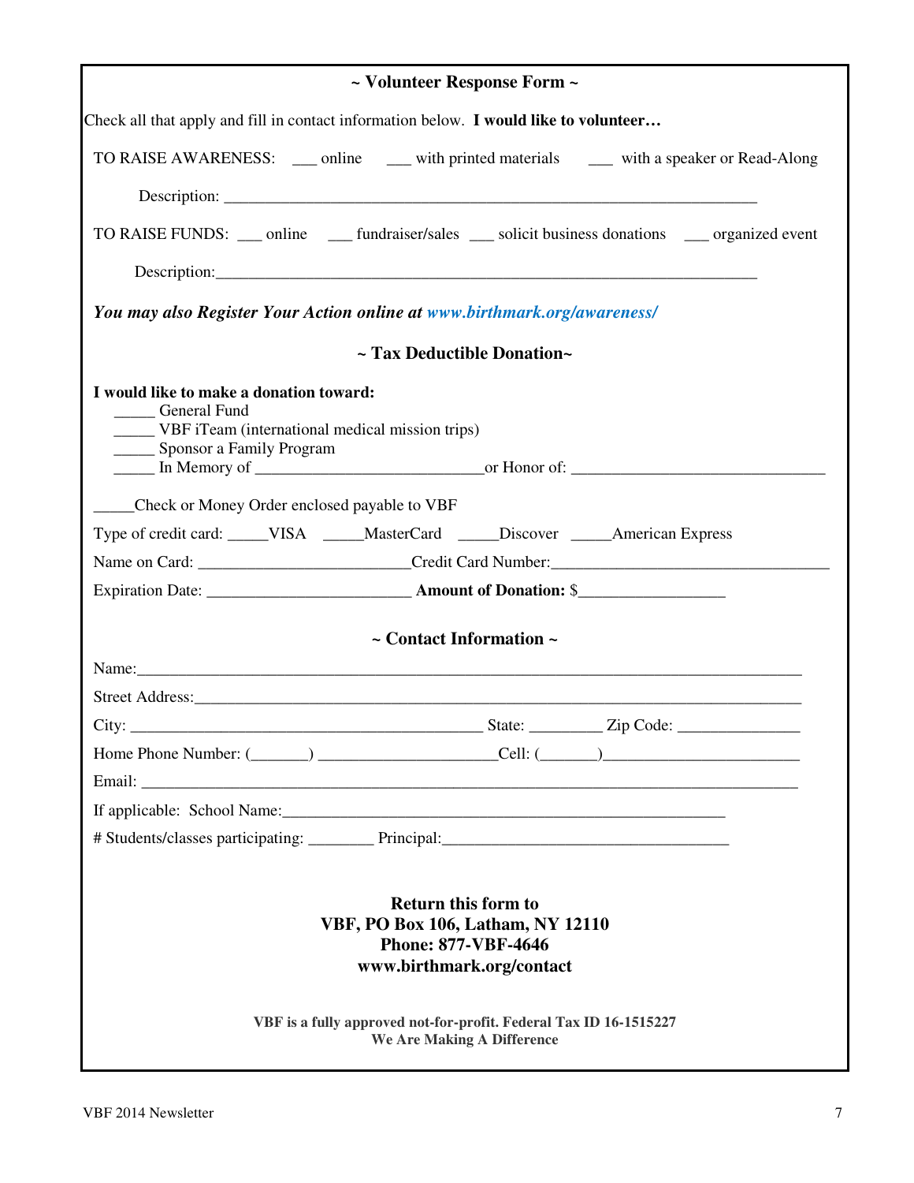## ~ Volunteer Response Form ~

Check all that apply and fill in contact information below. **I would like to volunteer…**

TO RAISE AWARENESS: ___ online ___ with printed materials ___ with a speaker or Read-Along

Description: ____________________________________________________________________

TO RAISE FUNDS: ___ online ___ fundraiser/sales ___ solicit business donations ___ organized event

Description: ____________________________________________________________________

***You may also Register Your Action online at www.birthmark.org/awareness/***

## ~ Tax Deductible Donation~

**I would like to make a donation toward:**

_____ General Fund
_____ VBF iTeam (international medical mission trips)
_____ Sponsor a Family Program
_____ In Memory of ___________________________ or Honor of: _______________________________

_____Check or Money Order enclosed payable to VBF

Type of credit card: _____VISA _____MasterCard _____Discover _____American Express

Name on Card: _________________________ Credit Card Number: _________________________________

Expiration Date: ________________________ **Amount of Donation:** $_________________

## ~ Contact Information ~

Name: ________________________________________________________________________________

Street Address: _________________________________________________________________________

City: ____________________________________________ State: _________ Zip Code: _______________

Home Phone Number: (_______) _____________________ Cell: (_______) _______________________

Email: ________________________________________________________________________________

If applicable: School Name: _______________________________________________________

# Students/classes participating: ________ Principal: ___________________________________

**Return this form to**
**VBF, PO Box 106, Latham, NY 12110**
**Phone: 877-VBF-4646**
**www.birthmark.org/contact**

**VBF is a fully approved not-for-profit. Federal Tax ID 16-1515227**
**We Are Making A Difference**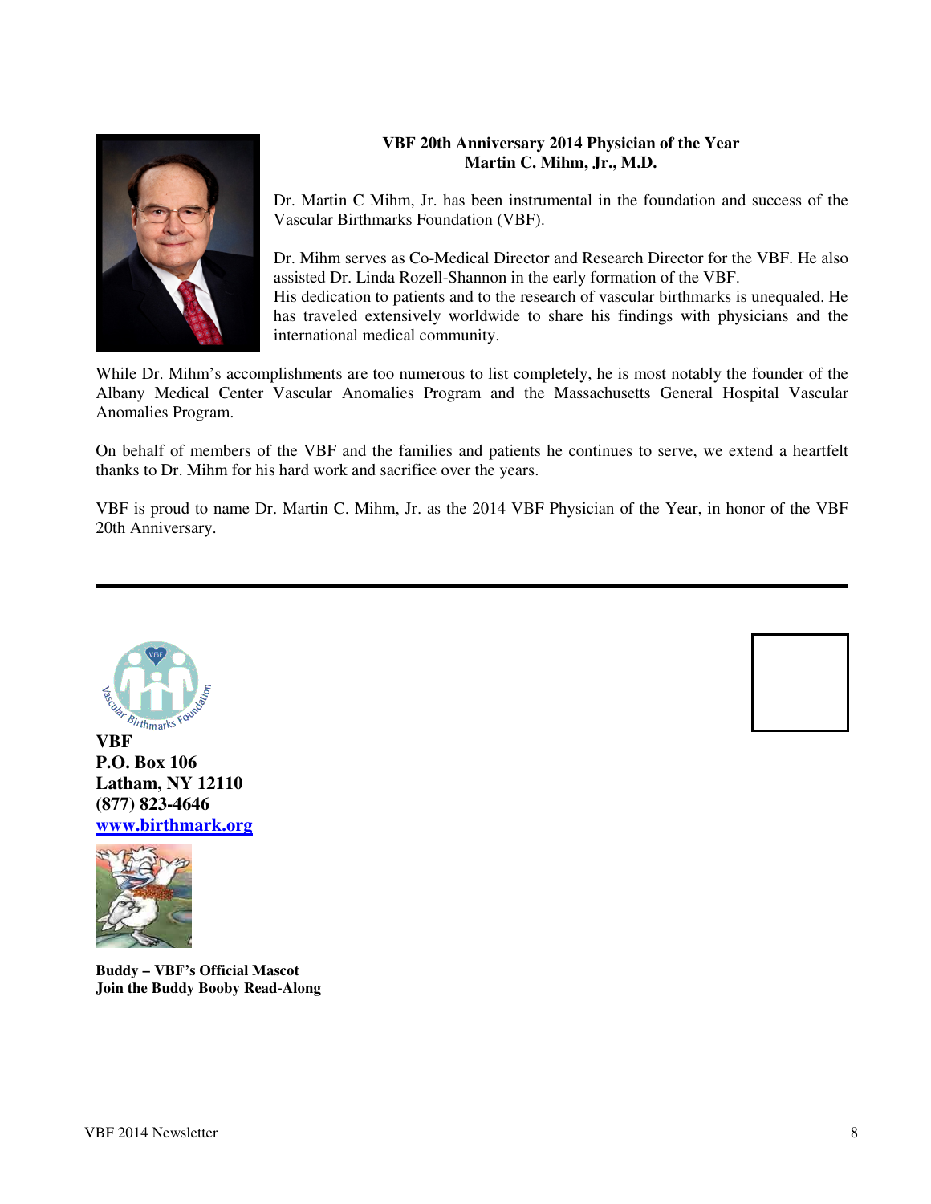**VBF 20th Anniversary 2014 Physician of the Year**
**Martin C. Mihm, Jr., M.D.**

Dr. Martin C Mihm, Jr. has been instrumental in the foundation and success of the Vascular Birthmarks Foundation (VBF).

Dr. Mihm serves as Co-Medical Director and Research Director for the VBF. He also assisted Dr. Linda Rozell-Shannon in the early formation of the VBF.
His dedication to patients and to the research of vascular birthmarks is unequaled. He has traveled extensively worldwide to share his findings with physicians and the international medical community.

While Dr. Mihm's accomplishments are too numerous to list completely, he is most notably the founder of the Albany Medical Center Vascular Anomalies Program and the Massachusetts General Hospital Vascular Anomalies Program.

On behalf of members of the VBF and the families and patients he continues to serve, we extend a heartfelt thanks to Dr. Mihm for his hard work and sacrifice over the years.

VBF is proud to name Dr. Martin C. Mihm, Jr. as the 2014 VBF Physician of the Year, in honor of the VBF 20th Anniversary.

---

**VBF**
**P.O. Box 106**
**Latham, NY 12110**
**(877) 823-4646**
**[www.birthmark.org](http://www.birthmark.org)**

**Buddy – VBF's Official Mascot**
**Join the Buddy Booby Read-Along**